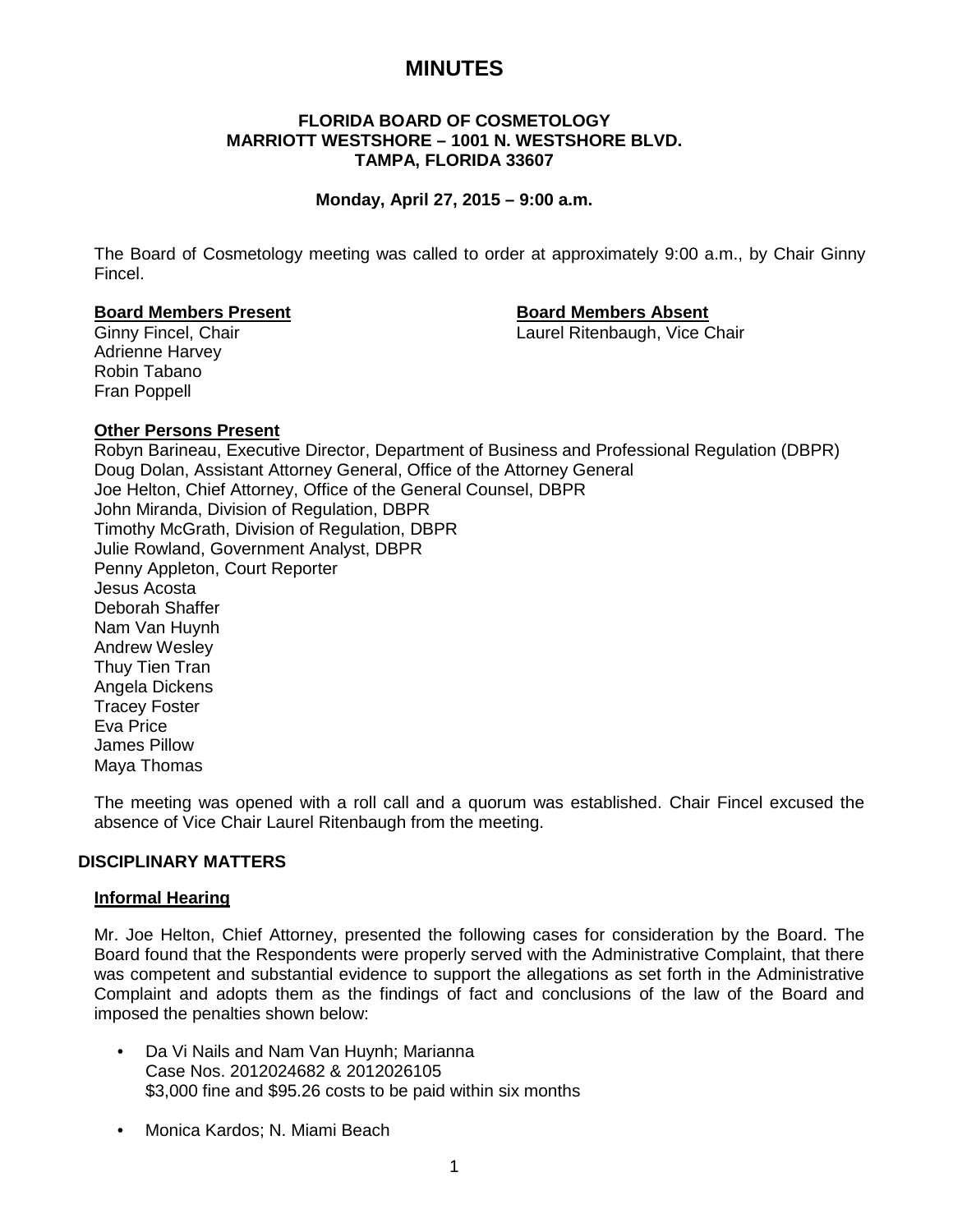# MINUTES

**FLORIDA BOARD OF COSMETOLOGY**
**MARRIOTT WESTSHORE – 1001 N. WESTSHORE BLVD.**
**TAMPA, FLORIDA 33607**

**Monday, April 27, 2015 – 9:00 a.m.**

The Board of Cosmetology meeting was called to order at approximately 9:00 a.m., by Chair Ginny Fincel.

**Board Members Present**

Ginny Fincel, Chair
Adrienne Harvey
Robin Tabano
Fran Poppell

**Board Members Absent**

Laurel Ritenbaugh, Vice Chair

**Other Persons Present**

Robyn Barineau, Executive Director, Department of Business and Professional Regulation (DBPR)
Doug Dolan, Assistant Attorney General, Office of the Attorney General
Joe Helton, Chief Attorney, Office of the General Counsel, DBPR
John Miranda, Division of Regulation, DBPR
Timothy McGrath, Division of Regulation, DBPR
Julie Rowland, Government Analyst, DBPR
Penny Appleton, Court Reporter
Jesus Acosta
Deborah Shaffer
Nam Van Huynh
Andrew Wesley
Thuy Tien Tran
Angela Dickens
Tracey Foster
Eva Price
James Pillow
Maya Thomas

The meeting was opened with a roll call and a quorum was established. Chair Fincel excused the absence of Vice Chair Laurel Ritenbaugh from the meeting.

## DISCIPLINARY MATTERS

### Informal Hearing

Mr. Joe Helton, Chief Attorney, presented the following cases for consideration by the Board. The Board found that the Respondents were properly served with the Administrative Complaint, that there was competent and substantial evidence to support the allegations as set forth in the Administrative Complaint and adopts them as the findings of fact and conclusions of the law of the Board and imposed the penalties shown below:

- Da Vi Nails and Nam Van Huynh; Marianna
  Case Nos. 2012024682 & 2012026105
  $3,000 fine and $95.26 costs to be paid within six months

- Monica Kardos; N. Miami Beach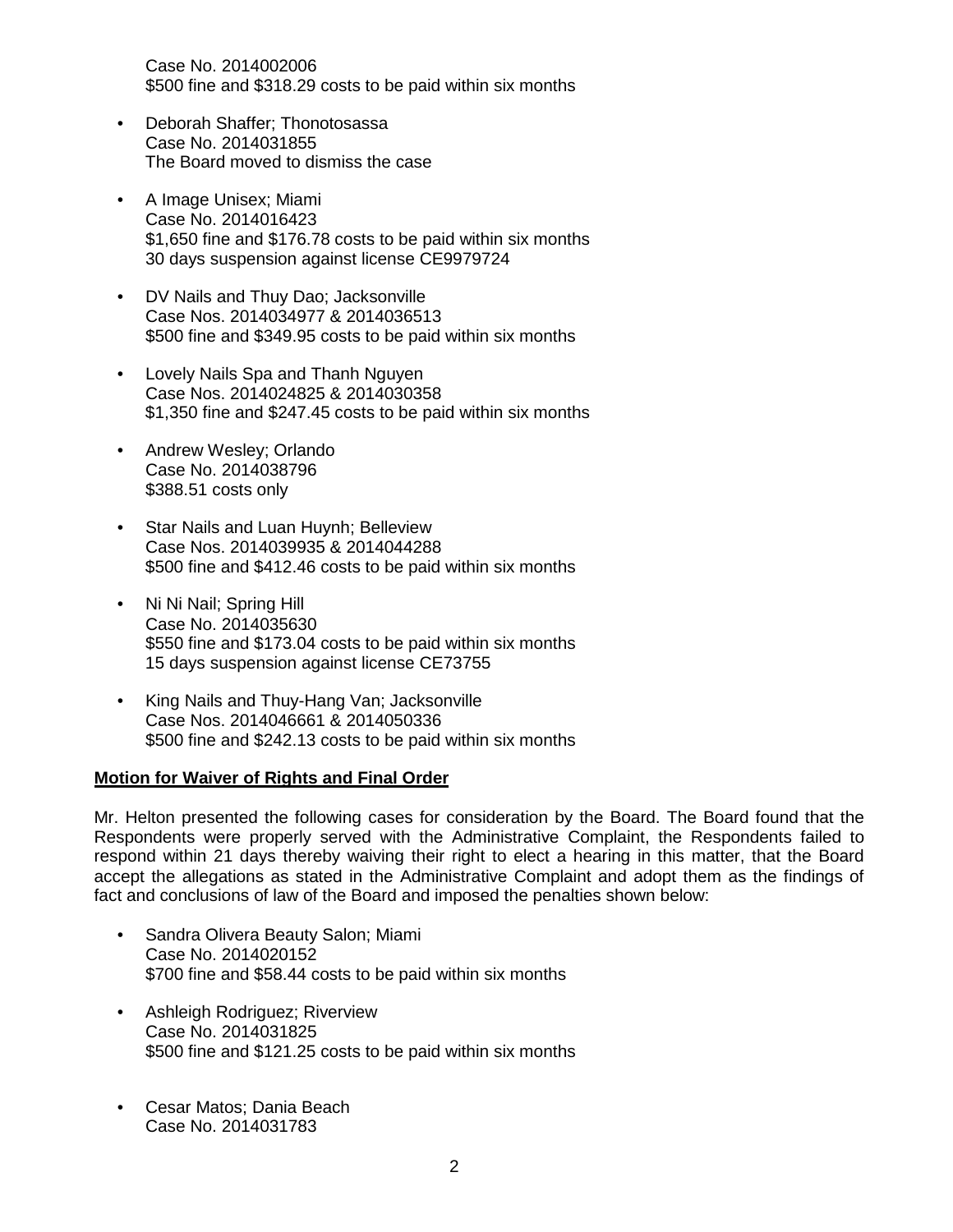Case No. 2014002006
$500 fine and $318.29 costs to be paid within six months

- Deborah Shaffer; Thonotosassa
  Case No. 2014031855
  The Board moved to dismiss the case

- A Image Unisex; Miami
  Case No. 2014016423
  $1,650 fine and $176.78 costs to be paid within six months
  30 days suspension against license CE9979724

- DV Nails and Thuy Dao; Jacksonville
  Case Nos. 2014034977 & 2014036513
  $500 fine and $349.95 costs to be paid within six months

- Lovely Nails Spa and Thanh Nguyen
  Case Nos. 2014024825 & 2014030358
  $1,350 fine and $247.45 costs to be paid within six months

- Andrew Wesley; Orlando
  Case No. 2014038796
  $388.51 costs only

- Star Nails and Luan Huynh; Belleview
  Case Nos. 2014039935 & 2014044288
  $500 fine and $412.46 costs to be paid within six months

- Ni Ni Nail; Spring Hill
  Case No. 2014035630
  $550 fine and $173.04 costs to be paid within six months
  15 days suspension against license CE73755

- King Nails and Thuy-Hang Van; Jacksonville
  Case Nos. 2014046661 & 2014050336
  $500 fine and $242.13 costs to be paid within six months

**Motion for Waiver of Rights and Final Order**

Mr. Helton presented the following cases for consideration by the Board. The Board found that the Respondents were properly served with the Administrative Complaint, the Respondents failed to respond within 21 days thereby waiving their right to elect a hearing in this matter, that the Board accept the allegations as stated in the Administrative Complaint and adopt them as the findings of fact and conclusions of law of the Board and imposed the penalties shown below:

- Sandra Olivera Beauty Salon; Miami
  Case No. 2014020152
  $700 fine and $58.44 costs to be paid within six months

- Ashleigh Rodriguez; Riverview
  Case No. 2014031825
  $500 fine and $121.25 costs to be paid within six months

- Cesar Matos; Dania Beach
  Case No. 2014031783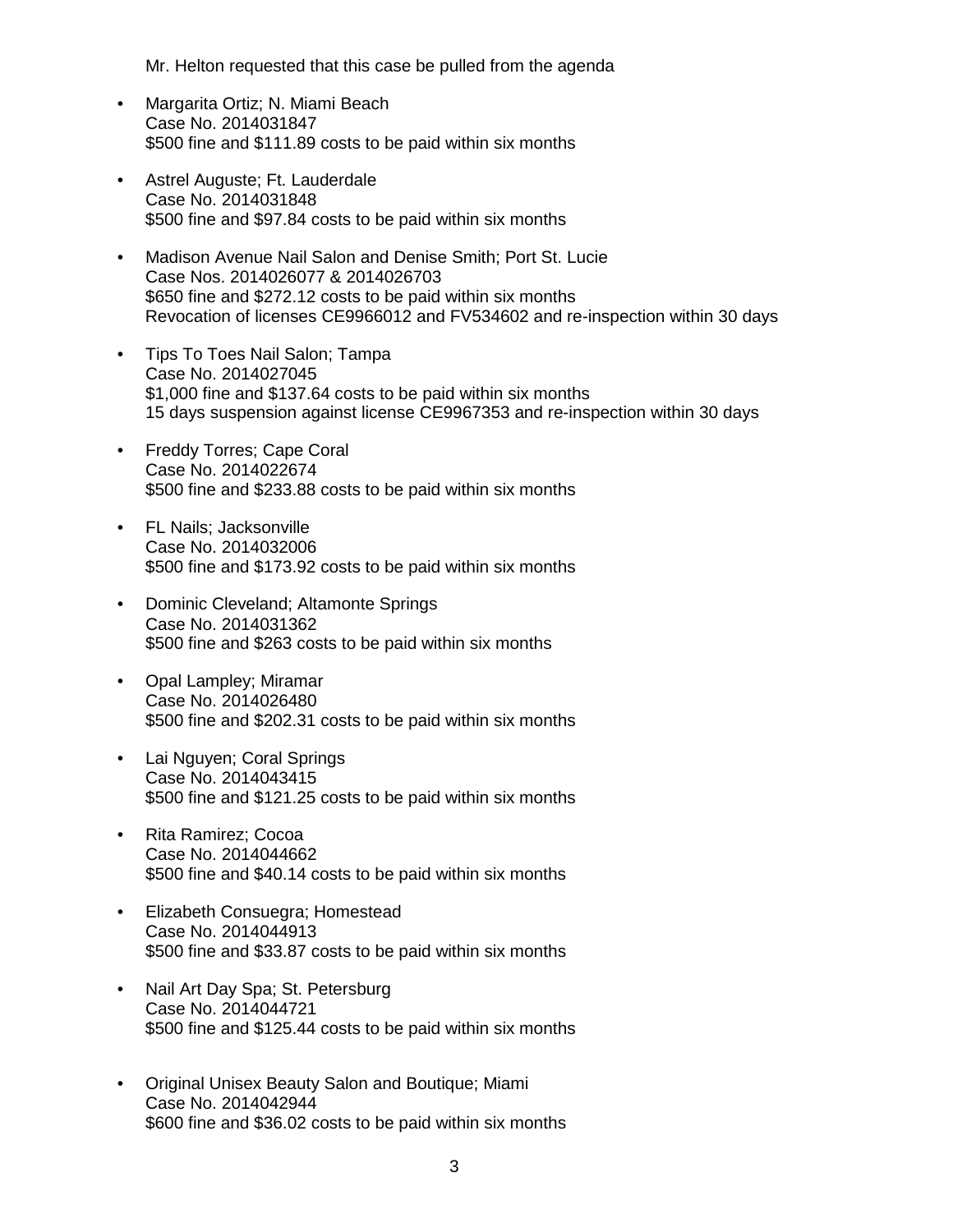Mr. Helton requested that this case be pulled from the agenda

- Margarita Ortiz; N. Miami Beach
  Case No. 2014031847
  $500 fine and $111.89 costs to be paid within six months

- Astrel Auguste; Ft. Lauderdale
  Case No. 2014031848
  $500 fine and $97.84 costs to be paid within six months

- Madison Avenue Nail Salon and Denise Smith; Port St. Lucie
  Case Nos. 2014026077 & 2014026703
  $650 fine and $272.12 costs to be paid within six months
  Revocation of licenses CE9966012 and FV534602 and re-inspection within 30 days

- Tips To Toes Nail Salon; Tampa
  Case No. 2014027045
  $1,000 fine and $137.64 costs to be paid within six months
  15 days suspension against license CE9967353 and re-inspection within 30 days

- Freddy Torres; Cape Coral
  Case No. 2014022674
  $500 fine and $233.88 costs to be paid within six months

- FL Nails; Jacksonville
  Case No. 2014032006
  $500 fine and $173.92 costs to be paid within six months

- Dominic Cleveland; Altamonte Springs
  Case No. 2014031362
  $500 fine and $263 costs to be paid within six months

- Opal Lampley; Miramar
  Case No. 2014026480
  $500 fine and $202.31 costs to be paid within six months

- Lai Nguyen; Coral Springs
  Case No. 2014043415
  $500 fine and $121.25 costs to be paid within six months

- Rita Ramirez; Cocoa
  Case No. 2014044662
  $500 fine and $40.14 costs to be paid within six months

- Elizabeth Consuegra; Homestead
  Case No. 2014044913
  $500 fine and $33.87 costs to be paid within six months

- Nail Art Day Spa; St. Petersburg
  Case No. 2014044721
  $500 fine and $125.44 costs to be paid within six months

- Original Unisex Beauty Salon and Boutique; Miami
  Case No. 2014042944
  $600 fine and $36.02 costs to be paid within six months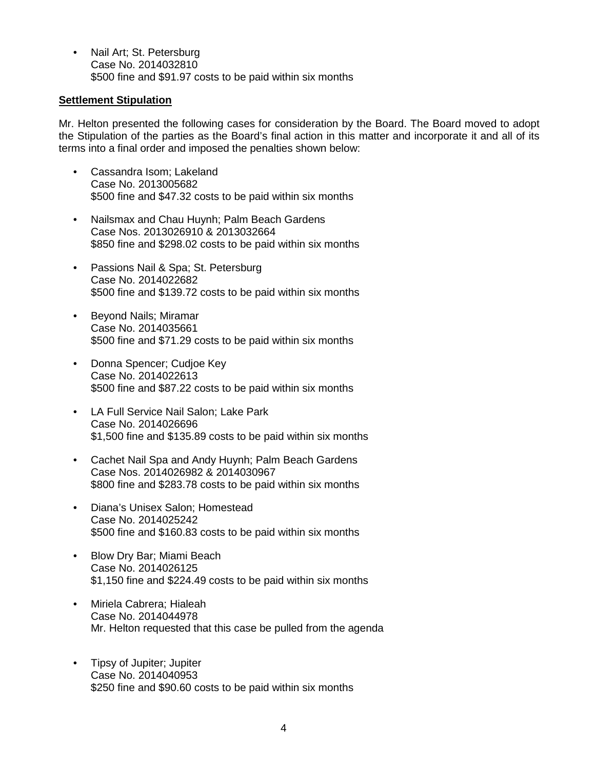- Nail Art; St. Petersburg  
  Case No. 2014032810  
  $500 fine and $91.97 costs to be paid within six months

**Settlement Stipulation**

Mr. Helton presented the following cases for consideration by the Board. The Board moved to adopt the Stipulation of the parties as the Board's final action in this matter and incorporate it and all of its terms into a final order and imposed the penalties shown below:

- Cassandra Isom; Lakeland  
  Case No. 2013005682  
  $500 fine and $47.32 costs to be paid within six months

- Nailsmax and Chau Huynh; Palm Beach Gardens  
  Case Nos. 2013026910 & 2013032664  
  $850 fine and $298.02 costs to be paid within six months

- Passions Nail & Spa; St. Petersburg  
  Case No. 2014022682  
  $500 fine and $139.72 costs to be paid within six months

- Beyond Nails; Miramar  
  Case No. 2014035661  
  $500 fine and $71.29 costs to be paid within six months

- Donna Spencer; Cudjoe Key  
  Case No. 2014022613  
  $500 fine and $87.22 costs to be paid within six months

- LA Full Service Nail Salon; Lake Park  
  Case No. 2014026696  
  $1,500 fine and $135.89 costs to be paid within six months

- Cachet Nail Spa and Andy Huynh; Palm Beach Gardens  
  Case Nos. 2014026982 & 2014030967  
  $800 fine and $283.78 costs to be paid within six months

- Diana's Unisex Salon; Homestead  
  Case No. 2014025242  
  $500 fine and $160.83 costs to be paid within six months

- Blow Dry Bar; Miami Beach  
  Case No. 2014026125  
  $1,150 fine and $224.49 costs to be paid within six months

- Miriela Cabrera; Hialeah  
  Case No. 2014044978  
  Mr. Helton requested that this case be pulled from the agenda

- Tipsy of Jupiter; Jupiter  
  Case No. 2014040953  
  $250 fine and $90.60 costs to be paid within six months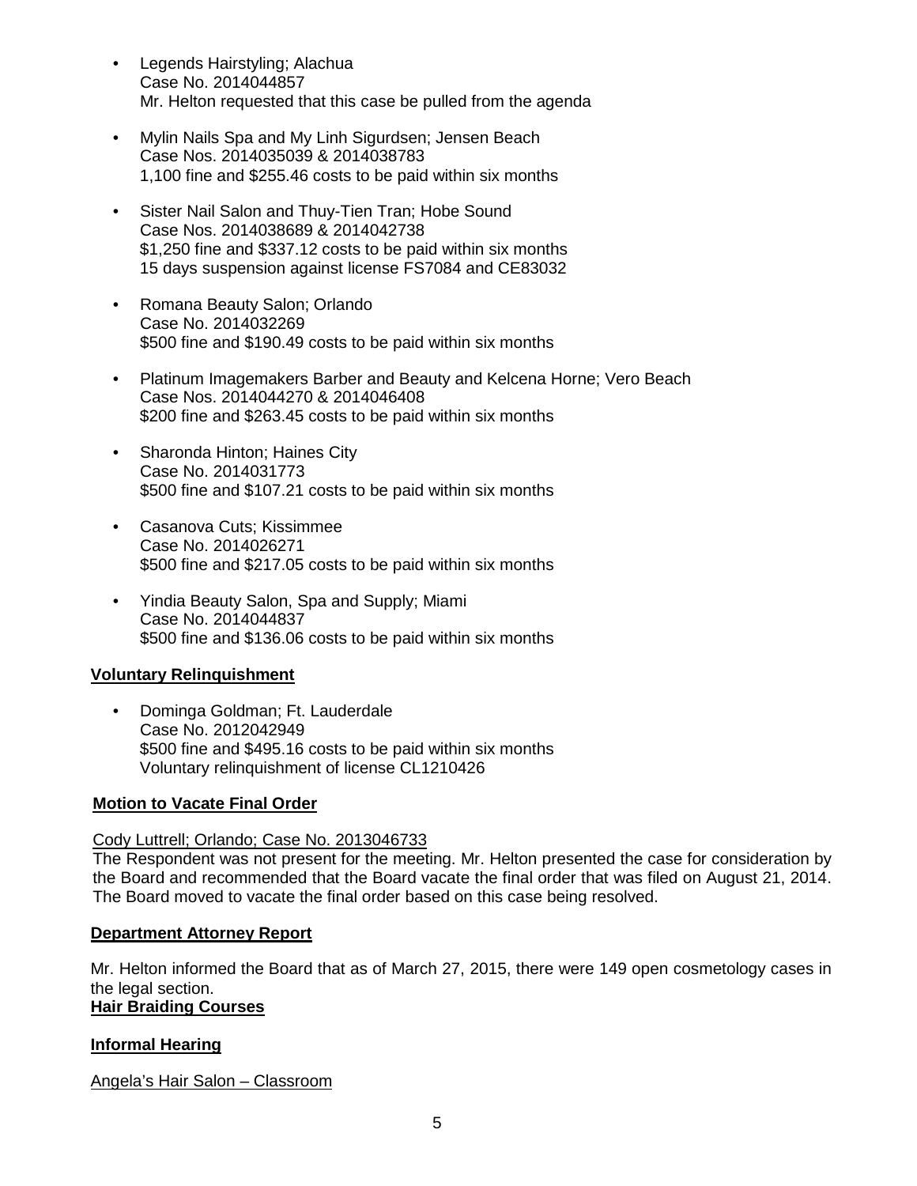- Legends Hairstyling; Alachua
  Case No. 2014044857
  Mr. Helton requested that this case be pulled from the agenda

- Mylin Nails Spa and My Linh Sigurdsen; Jensen Beach
  Case Nos. 2014035039 & 2014038783
  1,100 fine and $255.46 costs to be paid within six months

- Sister Nail Salon and Thuy-Tien Tran; Hobe Sound
  Case Nos. 2014038689 & 2014042738
  $1,250 fine and $337.12 costs to be paid within six months
  15 days suspension against license FS7084 and CE83032

- Romana Beauty Salon; Orlando
  Case No. 2014032269
  $500 fine and $190.49 costs to be paid within six months

- Platinum Imagemakers Barber and Beauty and Kelcena Horne; Vero Beach
  Case Nos. 2014044270 & 2014046408
  $200 fine and $263.45 costs to be paid within six months

- Sharonda Hinton; Haines City
  Case No. 2014031773
  $500 fine and $107.21 costs to be paid within six months

- Casanova Cuts; Kissimmee
  Case No. 2014026271
  $500 fine and $217.05 costs to be paid within six months

- Yindia Beauty Salon, Spa and Supply; Miami
  Case No. 2014044837
  $500 fine and $136.06 costs to be paid within six months

**Voluntary Relinquishment**

- Dominga Goldman; Ft. Lauderdale
  Case No. 2012042949
  $500 fine and $495.16 costs to be paid within six months
  Voluntary relinquishment of license CL1210426

**Motion to Vacate Final Order**

Cody Luttrell; Orlando; Case No. 2013046733

The Respondent was not present for the meeting. Mr. Helton presented the case for consideration by the Board and recommended that the Board vacate the final order that was filed on August 21, 2014. The Board moved to vacate the final order based on this case being resolved.

**Department Attorney Report**

Mr. Helton informed the Board that as of March 27, 2015, there were 149 open cosmetology cases in the legal section.

**Hair Braiding Courses**

**Informal Hearing**

Angela's Hair Salon – Classroom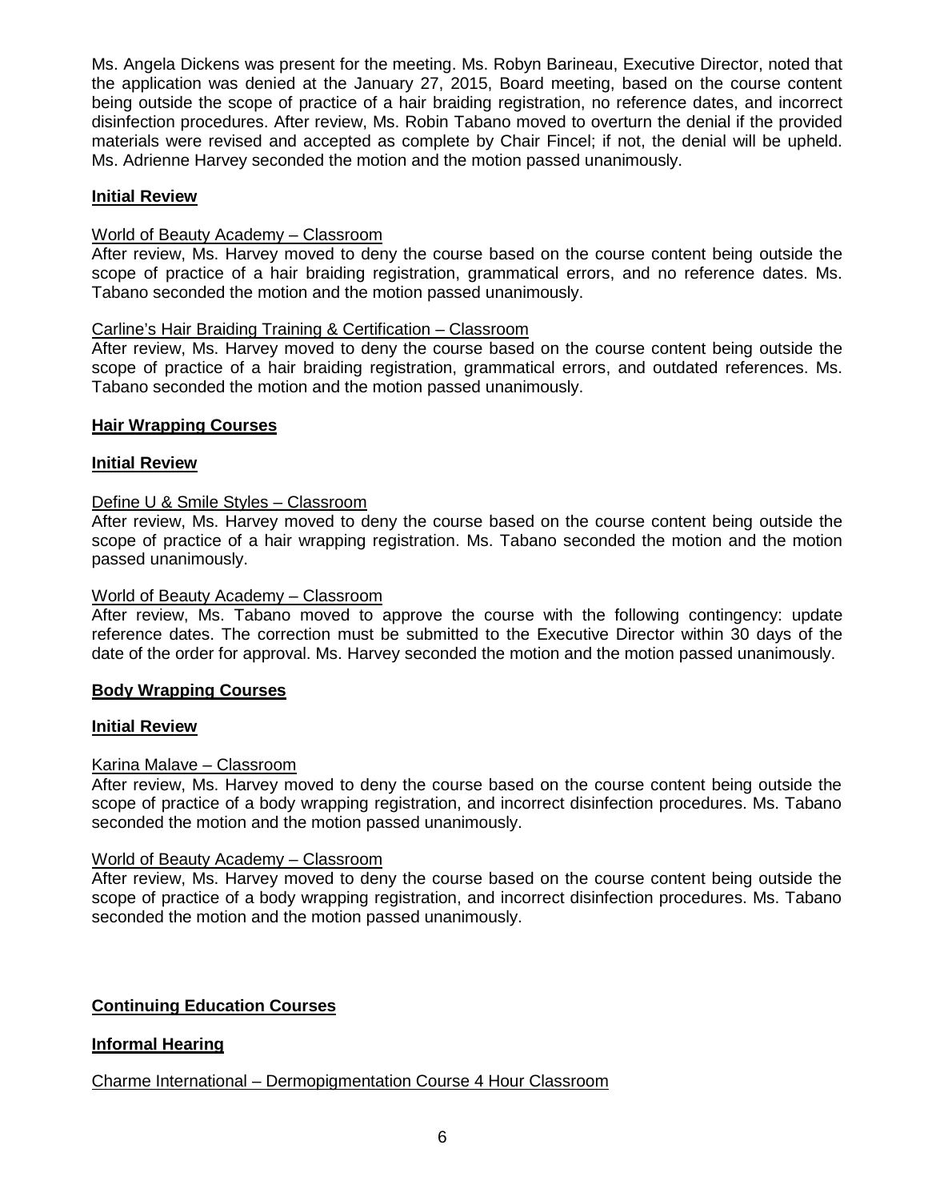Ms. Angela Dickens was present for the meeting. Ms. Robyn Barineau, Executive Director, noted that the application was denied at the January 27, 2015, Board meeting, based on the course content being outside the scope of practice of a hair braiding registration, no reference dates, and incorrect disinfection procedures. After review, Ms. Robin Tabano moved to overturn the denial if the provided materials were revised and accepted as complete by Chair Fincel; if not, the denial will be upheld. Ms. Adrienne Harvey seconded the motion and the motion passed unanimously.

**Initial Review**

World of Beauty Academy – Classroom

After review, Ms. Harvey moved to deny the course based on the course content being outside the scope of practice of a hair braiding registration, grammatical errors, and no reference dates. Ms. Tabano seconded the motion and the motion passed unanimously.

Carline's Hair Braiding Training & Certification – Classroom

After review, Ms. Harvey moved to deny the course based on the course content being outside the scope of practice of a hair braiding registration, grammatical errors, and outdated references. Ms. Tabano seconded the motion and the motion passed unanimously.

**Hair Wrapping Courses**

**Initial Review**

Define U & Smile Styles – Classroom

After review, Ms. Harvey moved to deny the course based on the course content being outside the scope of practice of a hair wrapping registration. Ms. Tabano seconded the motion and the motion passed unanimously.

World of Beauty Academy – Classroom

After review, Ms. Tabano moved to approve the course with the following contingency: update reference dates. The correction must be submitted to the Executive Director within 30 days of the date of the order for approval. Ms. Harvey seconded the motion and the motion passed unanimously.

**Body Wrapping Courses**

**Initial Review**

Karina Malave – Classroom

After review, Ms. Harvey moved to deny the course based on the course content being outside the scope of practice of a body wrapping registration, and incorrect disinfection procedures. Ms. Tabano seconded the motion and the motion passed unanimously.

World of Beauty Academy – Classroom

After review, Ms. Harvey moved to deny the course based on the course content being outside the scope of practice of a body wrapping registration, and incorrect disinfection procedures. Ms. Tabano seconded the motion and the motion passed unanimously.

**Continuing Education Courses**

**Informal Hearing**

Charme International – Dermopigmentation Course 4 Hour Classroom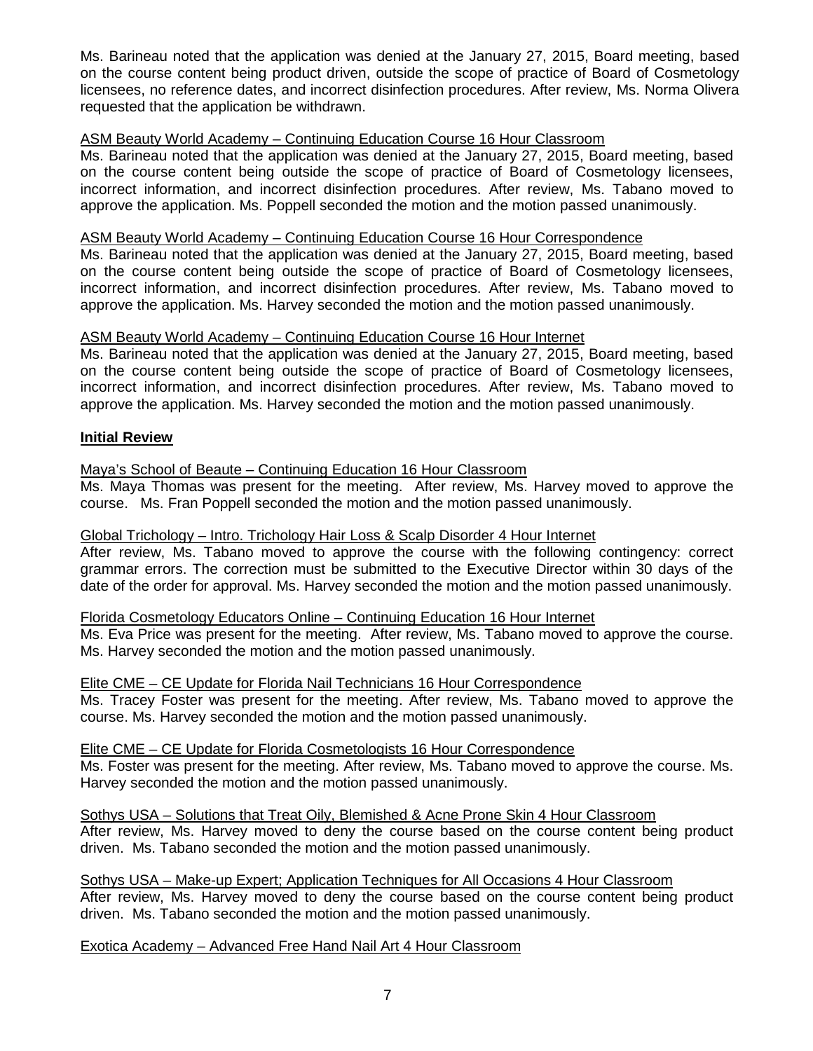Ms. Barineau noted that the application was denied at the January 27, 2015, Board meeting, based on the course content being product driven, outside the scope of practice of Board of Cosmetology licensees, no reference dates, and incorrect disinfection procedures. After review, Ms. Norma Olivera requested that the application be withdrawn.

<u>ASM Beauty World Academy – Continuing Education Course 16 Hour Classroom</u>

Ms. Barineau noted that the application was denied at the January 27, 2015, Board meeting, based on the course content being outside the scope of practice of Board of Cosmetology licensees, incorrect information, and incorrect disinfection procedures. After review, Ms. Tabano moved to approve the application. Ms. Poppell seconded the motion and the motion passed unanimously.

<u>ASM Beauty World Academy – Continuing Education Course 16 Hour Correspondence</u>

Ms. Barineau noted that the application was denied at the January 27, 2015, Board meeting, based on the course content being outside the scope of practice of Board of Cosmetology licensees, incorrect information, and incorrect disinfection procedures. After review, Ms. Tabano moved to approve the application. Ms. Harvey seconded the motion and the motion passed unanimously.

<u>ASM Beauty World Academy – Continuing Education Course 16 Hour Internet</u>

Ms. Barineau noted that the application was denied at the January 27, 2015, Board meeting, based on the course content being outside the scope of practice of Board of Cosmetology licensees, incorrect information, and incorrect disinfection procedures. After review, Ms. Tabano moved to approve the application. Ms. Harvey seconded the motion and the motion passed unanimously.

**<u>Initial Review</u>**

<u>Maya's School of Beaute – Continuing Education 16 Hour Classroom</u>

Ms. Maya Thomas was present for the meeting. After review, Ms. Harvey moved to approve the course. Ms. Fran Poppell seconded the motion and the motion passed unanimously.

<u>Global Trichology – Intro. Trichology Hair Loss & Scalp Disorder 4 Hour Internet</u>

After review, Ms. Tabano moved to approve the course with the following contingency: correct grammar errors. The correction must be submitted to the Executive Director within 30 days of the date of the order for approval. Ms. Harvey seconded the motion and the motion passed unanimously.

<u>Florida Cosmetology Educators Online – Continuing Education 16 Hour Internet</u>

Ms. Eva Price was present for the meeting. After review, Ms. Tabano moved to approve the course. Ms. Harvey seconded the motion and the motion passed unanimously.

<u>Elite CME – CE Update for Florida Nail Technicians 16 Hour Correspondence</u>

Ms. Tracey Foster was present for the meeting. After review, Ms. Tabano moved to approve the course. Ms. Harvey seconded the motion and the motion passed unanimously.

<u>Elite CME – CE Update for Florida Cosmetologists 16 Hour Correspondence</u>

Ms. Foster was present for the meeting. After review, Ms. Tabano moved to approve the course. Ms. Harvey seconded the motion and the motion passed unanimously.

<u>Sothys USA – Solutions that Treat Oily, Blemished & Acne Prone Skin 4 Hour Classroom</u>

After review, Ms. Harvey moved to deny the course based on the course content being product driven. Ms. Tabano seconded the motion and the motion passed unanimously.

<u>Sothys USA – Make-up Expert; Application Techniques for All Occasions 4 Hour Classroom</u>

After review, Ms. Harvey moved to deny the course based on the course content being product driven. Ms. Tabano seconded the motion and the motion passed unanimously.

<u>Exotica Academy – Advanced Free Hand Nail Art 4 Hour Classroom</u>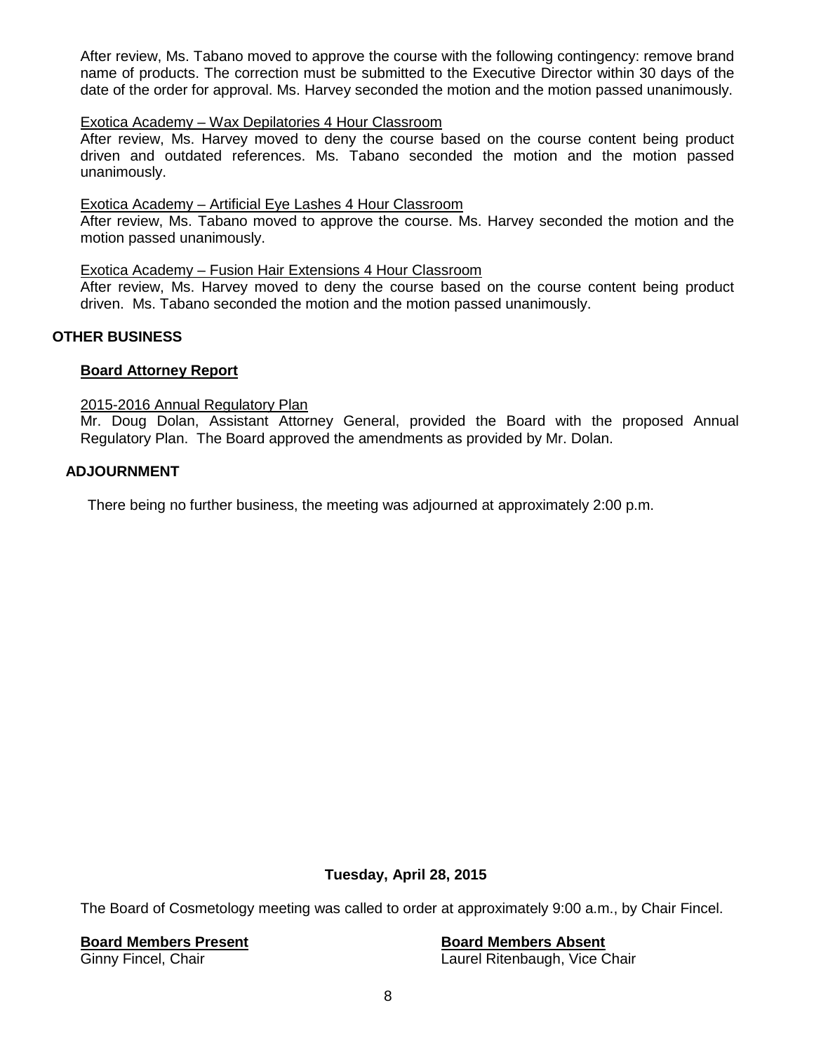After review, Ms. Tabano moved to approve the course with the following contingency: remove brand name of products. The correction must be submitted to the Executive Director within 30 days of the date of the order for approval. Ms. Harvey seconded the motion and the motion passed unanimously.

Exotica Academy – Wax Depilatories 4 Hour Classroom
After review, Ms. Harvey moved to deny the course based on the course content being product driven and outdated references. Ms. Tabano seconded the motion and the motion passed unanimously.

Exotica Academy – Artificial Eye Lashes 4 Hour Classroom
After review, Ms. Tabano moved to approve the course. Ms. Harvey seconded the motion and the motion passed unanimously.

Exotica Academy – Fusion Hair Extensions 4 Hour Classroom
After review, Ms. Harvey moved to deny the course based on the course content being product driven. Ms. Tabano seconded the motion and the motion passed unanimously.

## OTHER BUSINESS

### Board Attorney Report

2015-2016 Annual Regulatory Plan
Mr. Doug Dolan, Assistant Attorney General, provided the Board with the proposed Annual Regulatory Plan. The Board approved the amendments as provided by Mr. Dolan.

## ADJOURNMENT

There being no further business, the meeting was adjourned at approximately 2:00 p.m.

**Tuesday, April 28, 2015**

The Board of Cosmetology meeting was called to order at approximately 9:00 a.m., by Chair Fincel.

| **Board Members Present** | **Board Members Absent** |
|---|---|
| Ginny Fincel, Chair | Laurel Ritenbaugh, Vice Chair |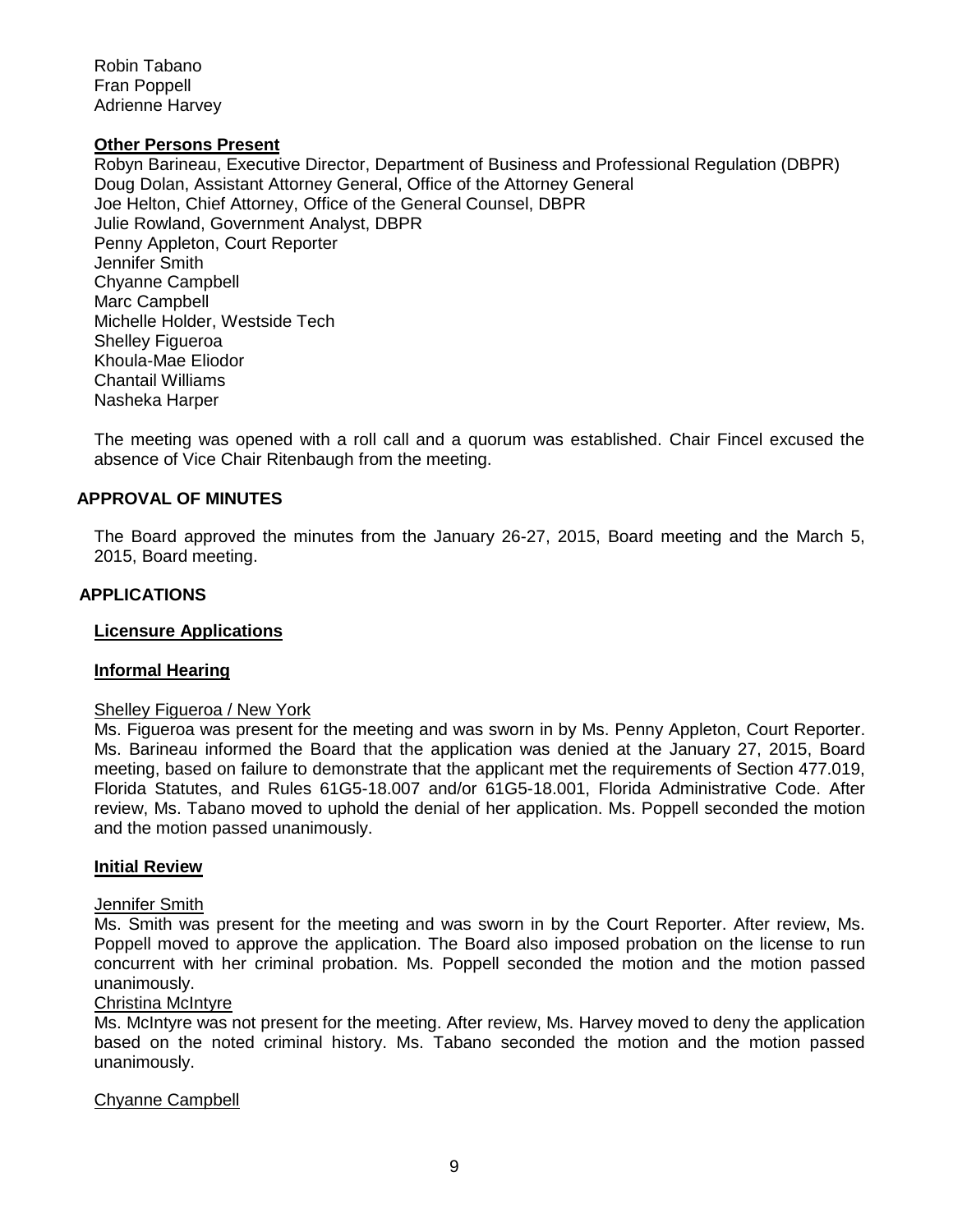Robin Tabano
Fran Poppell
Adrienne Harvey

**Other Persons Present**

Robyn Barineau, Executive Director, Department of Business and Professional Regulation (DBPR)
Doug Dolan, Assistant Attorney General, Office of the Attorney General
Joe Helton, Chief Attorney, Office of the General Counsel, DBPR
Julie Rowland, Government Analyst, DBPR
Penny Appleton, Court Reporter
Jennifer Smith
Chyanne Campbell
Marc Campbell
Michelle Holder, Westside Tech
Shelley Figueroa
Khoula-Mae Eliodor
Chantail Williams
Nasheka Harper

The meeting was opened with a roll call and a quorum was established. Chair Fincel excused the absence of Vice Chair Ritenbaugh from the meeting.

## APPROVAL OF MINUTES

The Board approved the minutes from the January 26-27, 2015, Board meeting and the March 5, 2015, Board meeting.

## APPLICATIONS

**Licensure Applications**

**Informal Hearing**

Shelley Figueroa / New York

Ms. Figueroa was present for the meeting and was sworn in by Ms. Penny Appleton, Court Reporter. Ms. Barineau informed the Board that the application was denied at the January 27, 2015, Board meeting, based on failure to demonstrate that the applicant met the requirements of Section 477.019, Florida Statutes, and Rules 61G5-18.007 and/or 61G5-18.001, Florida Administrative Code. After review, Ms. Tabano moved to uphold the denial of her application. Ms. Poppell seconded the motion and the motion passed unanimously.

**Initial Review**

Jennifer Smith

Ms. Smith was present for the meeting and was sworn in by the Court Reporter. After review, Ms. Poppell moved to approve the application. The Board also imposed probation on the license to run concurrent with her criminal probation. Ms. Poppell seconded the motion and the motion passed unanimously.

Christina McIntyre

Ms. McIntyre was not present for the meeting. After review, Ms. Harvey moved to deny the application based on the noted criminal history. Ms. Tabano seconded the motion and the motion passed unanimously.

Chyanne Campbell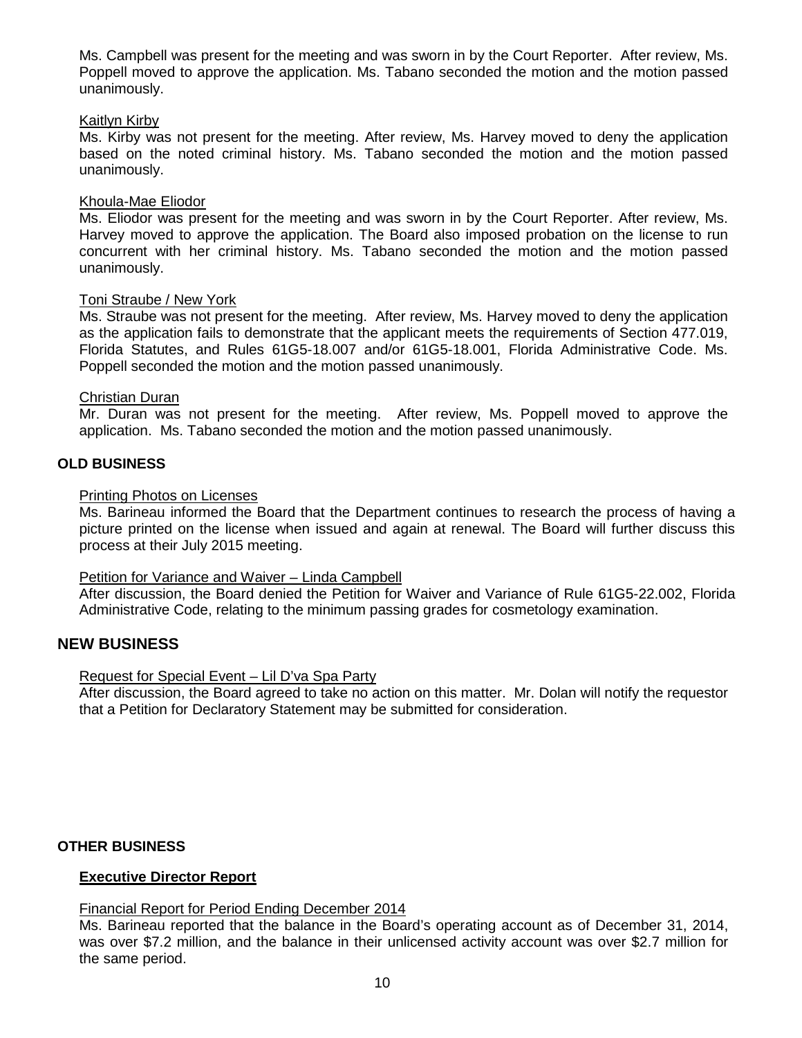Ms. Campbell was present for the meeting and was sworn in by the Court Reporter. After review, Ms. Poppell moved to approve the application. Ms. Tabano seconded the motion and the motion passed unanimously.

Kaitlyn Kirby

Ms. Kirby was not present for the meeting. After review, Ms. Harvey moved to deny the application based on the noted criminal history. Ms. Tabano seconded the motion and the motion passed unanimously.

Khoula-Mae Eliodor

Ms. Eliodor was present for the meeting and was sworn in by the Court Reporter. After review, Ms. Harvey moved to approve the application. The Board also imposed probation on the license to run concurrent with her criminal history. Ms. Tabano seconded the motion and the motion passed unanimously.

Toni Straube / New York

Ms. Straube was not present for the meeting. After review, Ms. Harvey moved to deny the application as the application fails to demonstrate that the applicant meets the requirements of Section 477.019, Florida Statutes, and Rules 61G5-18.007 and/or 61G5-18.001, Florida Administrative Code. Ms. Poppell seconded the motion and the motion passed unanimously.

Christian Duran

Mr. Duran was not present for the meeting. After review, Ms. Poppell moved to approve the application. Ms. Tabano seconded the motion and the motion passed unanimously.

### OLD BUSINESS

Printing Photos on Licenses

Ms. Barineau informed the Board that the Department continues to research the process of having a picture printed on the license when issued and again at renewal. The Board will further discuss this process at their July 2015 meeting.

Petition for Variance and Waiver – Linda Campbell

After discussion, the Board denied the Petition for Waiver and Variance of Rule 61G5-22.002, Florida Administrative Code, relating to the minimum passing grades for cosmetology examination.

## NEW BUSINESS

Request for Special Event – Lil D'va Spa Party

After discussion, the Board agreed to take no action on this matter. Mr. Dolan will notify the requestor that a Petition for Declaratory Statement may be submitted for consideration.

### OTHER BUSINESS

**Executive Director Report**

Financial Report for Period Ending December 2014

Ms. Barineau reported that the balance in the Board's operating account as of December 31, 2014, was over $7.2 million, and the balance in their unlicensed activity account was over $2.7 million for the same period.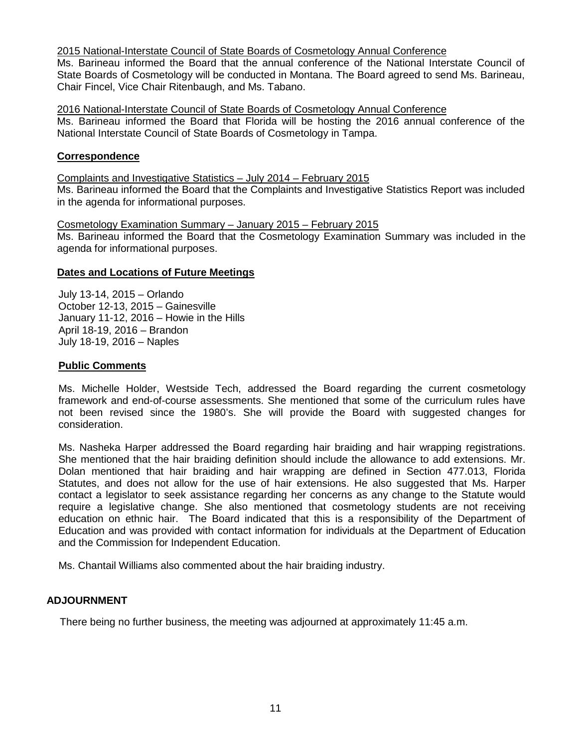2015 National-Interstate Council of State Boards of Cosmetology Annual Conference

Ms. Barineau informed the Board that the annual conference of the National Interstate Council of State Boards of Cosmetology will be conducted in Montana. The Board agreed to send Ms. Barineau, Chair Fincel, Vice Chair Ritenbaugh, and Ms. Tabano.

2016 National-Interstate Council of State Boards of Cosmetology Annual Conference

Ms. Barineau informed the Board that Florida will be hosting the 2016 annual conference of the National Interstate Council of State Boards of Cosmetology in Tampa.

**Correspondence**

Complaints and Investigative Statistics – July 2014 – February 2015

Ms. Barineau informed the Board that the Complaints and Investigative Statistics Report was included in the agenda for informational purposes.

Cosmetology Examination Summary – January 2015 – February 2015

Ms. Barineau informed the Board that the Cosmetology Examination Summary was included in the agenda for informational purposes.

**Dates and Locations of Future Meetings**

July 13-14, 2015 – Orlando
October 12-13, 2015 – Gainesville
January 11-12, 2016 – Howie in the Hills
April 18-19, 2016 – Brandon
July 18-19, 2016 – Naples

**Public Comments**

Ms. Michelle Holder, Westside Tech, addressed the Board regarding the current cosmetology framework and end-of-course assessments. She mentioned that some of the curriculum rules have not been revised since the 1980's. She will provide the Board with suggested changes for consideration.

Ms. Nasheka Harper addressed the Board regarding hair braiding and hair wrapping registrations. She mentioned that the hair braiding definition should include the allowance to add extensions. Mr. Dolan mentioned that hair braiding and hair wrapping are defined in Section 477.013, Florida Statutes, and does not allow for the use of hair extensions. He also suggested that Ms. Harper contact a legislator to seek assistance regarding her concerns as any change to the Statute would require a legislative change. She also mentioned that cosmetology students are not receiving education on ethnic hair. The Board indicated that this is a responsibility of the Department of Education and was provided with contact information for individuals at the Department of Education and the Commission for Independent Education.

Ms. Chantail Williams also commented about the hair braiding industry.

**ADJOURNMENT**

There being no further business, the meeting was adjourned at approximately 11:45 a.m.